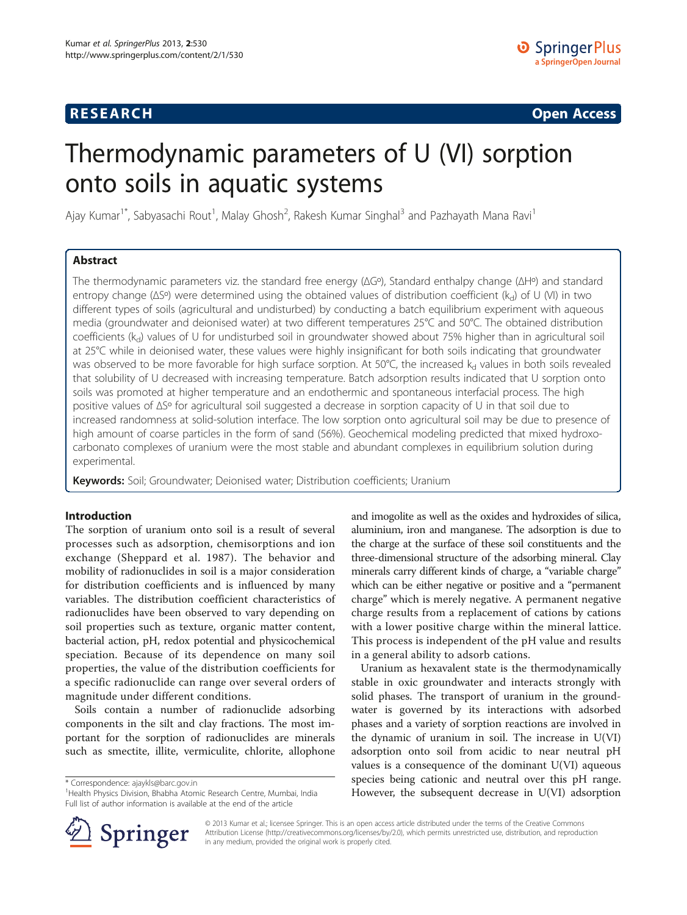**RESEARCH** **Open Access**

# Thermodynamic parameters of U (VI) sorption onto soils in aquatic systems

Ajay Kumar[1*], Sabyasachi Rout[1], Malay Ghosh[2], Rakesh Kumar Singhal[3] and Pazhayath Mana Ravi[1]

## Abstract

The thermodynamic parameters viz. the standard free energy (ΔGº), Standard enthalpy change (ΔHº) and standard entropy change (ΔSº) were determined using the obtained values of distribution coefficient ($k_d$) of U (VI) in two different types of soils (agricultural and undisturbed) by conducting a batch equilibrium experiment with aqueous media (groundwater and deionised water) at two different temperatures 25°C and 50°C. The obtained distribution coefficients ($k_d$) values of U for undisturbed soil in groundwater showed about 75% higher than in agricultural soil at 25°C while in deionised water, these values were highly insignificant for both soils indicating that groundwater was observed to be more favorable for high surface sorption. At 50°C, the increased $k_d$ values in both soils revealed that solubility of U decreased with increasing temperature. Batch adsorption results indicated that U sorption onto soils was promoted at higher temperature and an endothermic and spontaneous interfacial process. The high positive values of ΔSº for agricultural soil suggested a decrease in sorption capacity of U in that soil due to increased randomness at solid-solution interface. The low sorption onto agricultural soil may be due to presence of high amount of coarse particles in the form of sand (56%). Geochemical modeling predicted that mixed hydroxo-carbonato complexes of uranium were the most stable and abundant complexes in equilibrium solution during experimental.

**Keywords:** Soil; Groundwater; Deionised water; Distribution coefficients; Uranium

## Introduction

The sorption of uranium onto soil is a result of several processes such as adsorption, chemisorptions and ion exchange (Sheppard et al. 1987). The behavior and mobility of radionuclides in soil is a major consideration for distribution coefficients and is influenced by many variables. The distribution coefficient characteristics of radionuclides have been observed to vary depending on soil properties such as texture, organic matter content, bacterial action, pH, redox potential and physicochemical speciation. Because of its dependence on many soil properties, the value of the distribution coefficients for a specific radionuclide can range over several orders of magnitude under different conditions.

Soils contain a number of radionuclide adsorbing components in the silt and clay fractions. The most important for the sorption of radionuclides are minerals such as smectite, illite, vermiculite, chlorite, allophone and imogolite as well as the oxides and hydroxides of silica, aluminium, iron and manganese. The adsorption is due to the charge at the surface of these soil constituents and the three-dimensional structure of the adsorbing mineral. Clay minerals carry different kinds of charge, a "variable charge" which can be either negative or positive and a "permanent charge" which is merely negative. A permanent negative charge results from a replacement of cations by cations with a lower positive charge within the mineral lattice. This process is independent of the pH value and results in a general ability to adsorb cations.

Uranium as hexavalent state is the thermodynamically stable in oxic groundwater and interacts strongly with solid phases. The transport of uranium in the groundwater is governed by its interactions with adsorbed phases and a variety of sorption reactions are involved in the dynamic of uranium in soil. The increase in U(VI) adsorption onto soil from acidic to near neutral pH values is a consequence of the dominant U(VI) aqueous species being cationic and neutral over this pH range. However, the subsequent decrease in U(VI) adsorption

\* Correspondence: ajaykls@barc.gov.in
[1]Health Physics Division, Bhabha Atomic Research Centre, Mumbai, India
Full list of author information is available at the end of the article

© 2013 Kumar et al.; licensee Springer. This is an open access article distributed under the terms of the Creative Commons Attribution License (http://creativecommons.org/licenses/by/2.0), which permits unrestricted use, distribution, and reproduction in any medium, provided the original work is properly cited.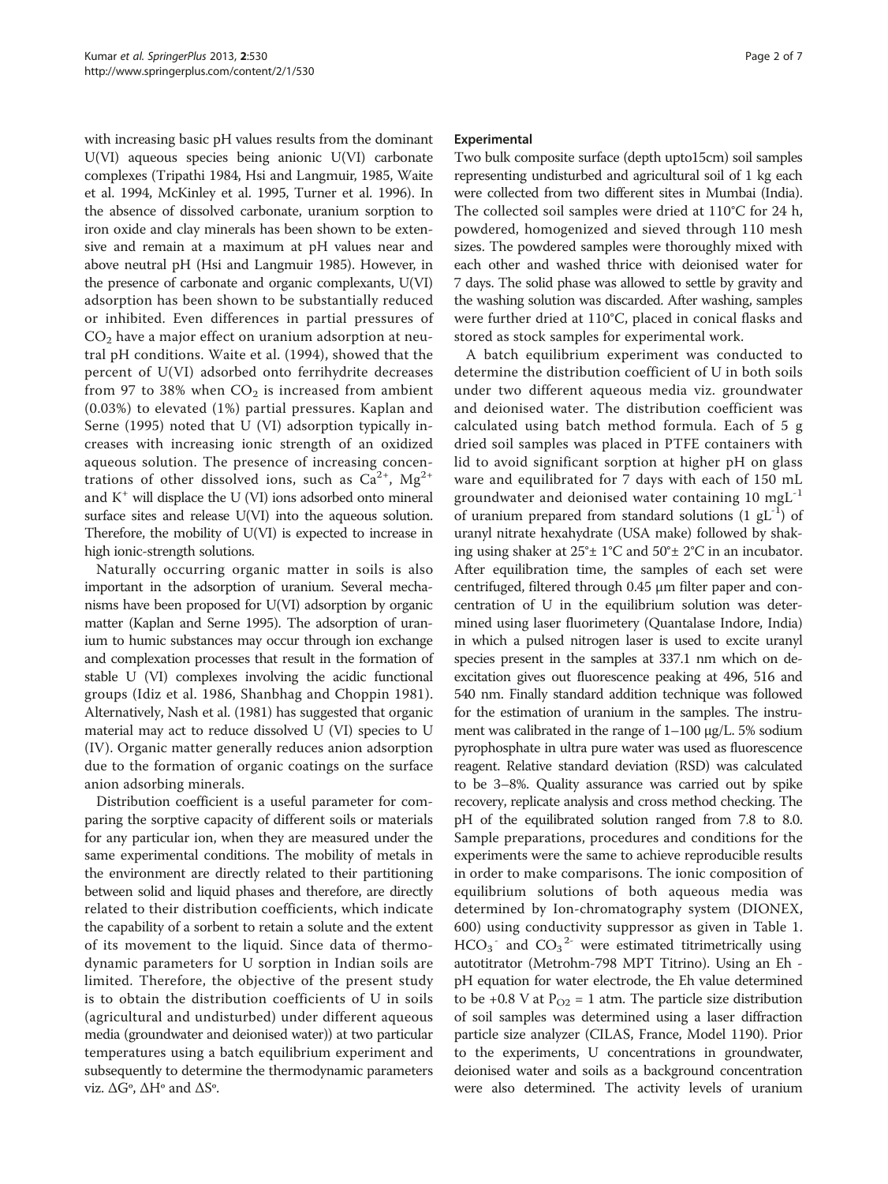with increasing basic pH values results from the dominant U(VI) aqueous species being anionic U(VI) carbonate complexes (Tripathi 1984, Hsi and Langmuir, 1985, Waite et al. 1994, McKinley et al. 1995, Turner et al. 1996). In the absence of dissolved carbonate, uranium sorption to iron oxide and clay minerals has been shown to be extensive and remain at a maximum at pH values near and above neutral pH (Hsi and Langmuir 1985). However, in the presence of carbonate and organic complexants, U(VI) adsorption has been shown to be substantially reduced or inhibited. Even differences in partial pressures of $CO_2$ have a major effect on uranium adsorption at neutral pH conditions. Waite et al. (1994), showed that the percent of U(VI) adsorbed onto ferrihydrite decreases from 97 to 38% when $CO_2$ is increased from ambient (0.03%) to elevated (1%) partial pressures. Kaplan and Serne (1995) noted that U (VI) adsorption typically increases with increasing ionic strength of an oxidized aqueous solution. The presence of increasing concentrations of other dissolved ions, such as $Ca^{2+}$, $Mg^{2+}$ and $K^{+}$ will displace the U (VI) ions adsorbed onto mineral surface sites and release U(VI) into the aqueous solution. Therefore, the mobility of U(VI) is expected to increase in high ionic-strength solutions.

Naturally occurring organic matter in soils is also important in the adsorption of uranium. Several mechanisms have been proposed for U(VI) adsorption by organic matter (Kaplan and Serne 1995). The adsorption of uranium to humic substances may occur through ion exchange and complexation processes that result in the formation of stable U (VI) complexes involving the acidic functional groups (Idiz et al. 1986, Shanbhag and Choppin 1981). Alternatively, Nash et al. (1981) has suggested that organic material may act to reduce dissolved U (VI) species to U (IV). Organic matter generally reduces anion adsorption due to the formation of organic coatings on the surface anion adsorbing minerals.

Distribution coefficient is a useful parameter for comparing the sorptive capacity of different soils or materials for any particular ion, when they are measured under the same experimental conditions. The mobility of metals in the environment are directly related to their partitioning between solid and liquid phases and therefore, are directly related to their distribution coefficients, which indicate the capability of a sorbent to retain a solute and the extent of its movement to the liquid. Since data of thermodynamic parameters for U sorption in Indian soils are limited. Therefore, the objective of the present study is to obtain the distribution coefficients of U in soils (agricultural and undisturbed) under different aqueous media (groundwater and deionised water)) at two particular temperatures using a batch equilibrium experiment and subsequently to determine the thermodynamic parameters viz. $\Delta G^o$, $\Delta H^o$ and $\Delta S^o$.

## Experimental

Two bulk composite surface (depth upto15cm) soil samples representing undisturbed and agricultural soil of 1 kg each were collected from two different sites in Mumbai (India). The collected soil samples were dried at 110°C for 24 h, powdered, homogenized and sieved through 110 mesh sizes. The powdered samples were thoroughly mixed with each other and washed thrice with deionised water for 7 days. The solid phase was allowed to settle by gravity and the washing solution was discarded. After washing, samples were further dried at 110°C, placed in conical flasks and stored as stock samples for experimental work.

A batch equilibrium experiment was conducted to determine the distribution coefficient of U in both soils under two different aqueous media viz. groundwater and deionised water. The distribution coefficient was calculated using batch method formula. Each of 5 g dried soil samples was placed in PTFE containers with lid to avoid significant sorption at higher pH on glass ware and equilibrated for 7 days with each of 150 mL groundwater and deionised water containing 10 $mgL^{-1}$ of uranium prepared from standard solutions (1 $gL^{-1}$) of uranyl nitrate hexahydrate (USA make) followed by shaking using shaker at 25°± 1°C and 50°± 2°C in an incubator. After equilibration time, the samples of each set were centrifuged, filtered through 0.45 μm filter paper and concentration of U in the equilibrium solution was determined using laser fluorimetery (Quantalase Indore, India) in which a pulsed nitrogen laser is used to excite uranyl species present in the samples at 337.1 nm which on de-excitation gives out fluorescence peaking at 496, 516 and 540 nm. Finally standard addition technique was followed for the estimation of uranium in the samples. The instrument was calibrated in the range of 1–100 μg/L. 5% sodium pyrophosphate in ultra pure water was used as fluorescence reagent. Relative standard deviation (RSD) was calculated to be 3–8%. Quality assurance was carried out by spike recovery, replicate analysis and cross method checking. The pH of the equilibrated solution ranged from 7.8 to 8.0. Sample preparations, procedures and conditions for the experiments were the same to achieve reproducible results in order to make comparisons. The ionic composition of equilibrium solutions of both aqueous media was determined by Ion-chromatography system (DIONEX, 600) using conductivity suppressor as given in Table 1. $HCO_3^{-}$ and $CO_3^{2-}$ were estimated titrimetrically using autotitrator (Metrohm-798 MPT Titrino). Using an Eh - pH equation for water electrode, the Eh value determined to be +0.8 V at $P_{O2}$ = 1 atm. The particle size distribution of soil samples was determined using a laser diffraction particle size analyzer (CILAS, France, Model 1190). Prior to the experiments, U concentrations in groundwater, deionised water and soils as a background concentration were also determined. The activity levels of uranium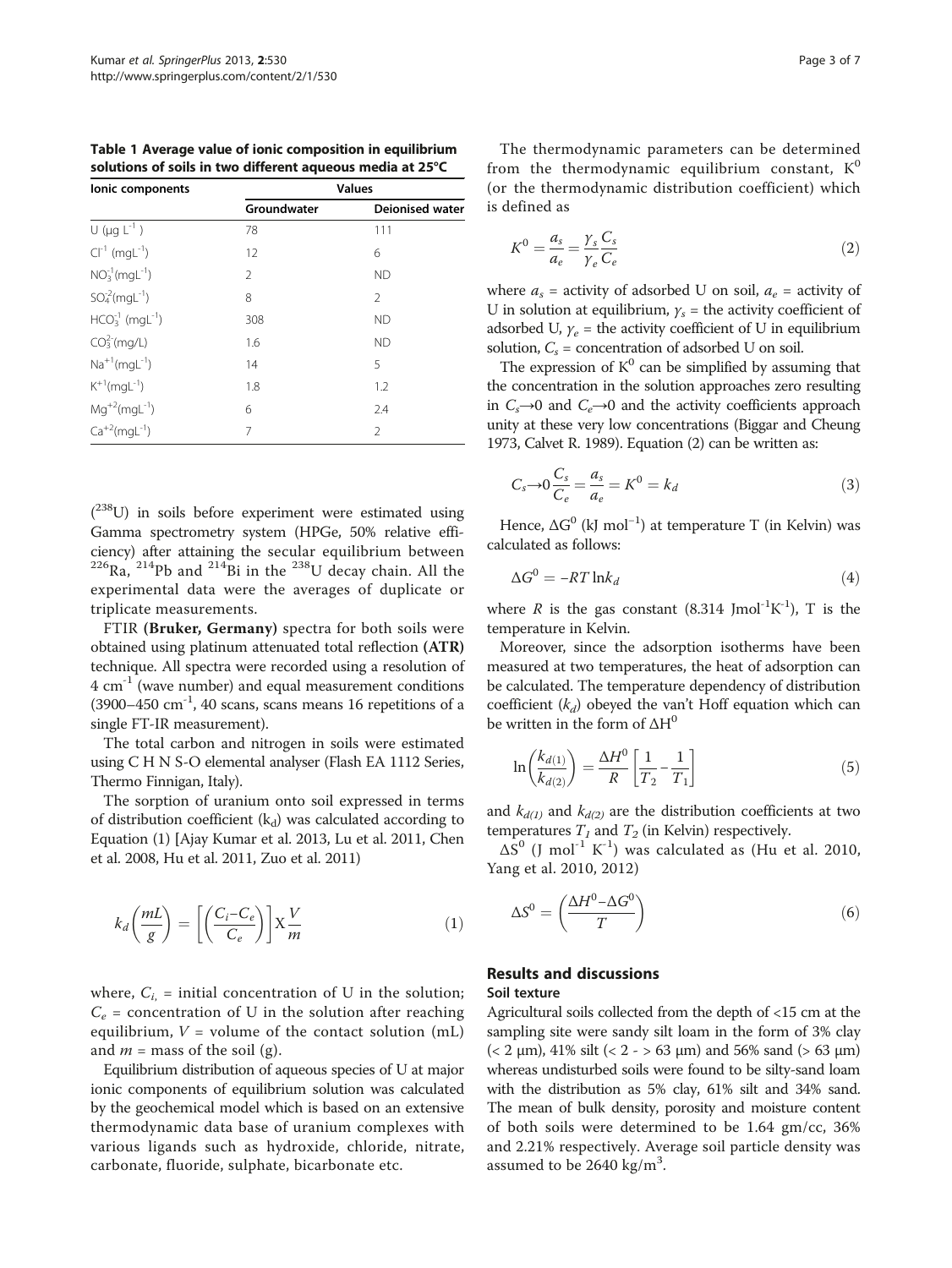**Table 1 Average value of ionic composition in equilibrium solutions of soils in two different aqueous media at 25°C**

| Ionic components | Values | |
|---|---|---|
| | Groundwater | Deionised water |
| U ($\mu g\ L^{-1}$) | 78 | 111 |
| $Cl^{-1}$ ($mgL^{-1}$) | 12 | 6 |
| $NO_3^{-1}$($mgL^{-1}$) | 2 | ND |
| $SO_4^{-2}$($mgL^{-1}$) | 8 | 2 |
| $HCO_3^{-1}$ ($mgL^{-1}$) | 308 | ND |
| $CO_3^{2-}$(mg/L) | 1.6 | ND |
| $Na^{+1}$($mgL^{-1}$) | 14 | 5 |
| $K^{+1}$($mgL^{-1}$) | 1.8 | 1.2 |
| $Mg^{+2}$($mgL^{-1}$) | 6 | 2.4 |
| $Ca^{+2}$($mgL^{-1}$) | 7 | 2 |

($^{238}U$) in soils before experiment were estimated using Gamma spectrometry system (HPGe, 50% relative efficiency) after attaining the secular equilibrium between $^{226}Ra$, $^{214}Pb$ and $^{214}Bi$ in the $^{238}U$ decay chain. All the experimental data were the averages of duplicate or triplicate measurements.

FTIR **(Bruker, Germany)** spectra for both soils were obtained using platinum attenuated total reflection **(ATR)** technique. All spectra were recorded using a resolution of 4 $cm^{-1}$ (wave number) and equal measurement conditions (3900–450 $cm^{-1}$, 40 scans, scans means 16 repetitions of a single FT-IR measurement).

The total carbon and nitrogen in soils were estimated using C H N S-O elemental analyser (Flash EA 1112 Series, Thermo Finnigan, Italy).

The sorption of uranium onto soil expressed in terms of distribution coefficient ($k_d$) was calculated according to Equation (1) [Ajay Kumar et al. 2013, Lu et al. 2011, Chen et al. 2008, Hu et al. 2011, Zuo et al. 2011)

$$k_d\left(\frac{mL}{g}\right) = \left[\left(\frac{C_i - C_e}{C_e}\right)\right] X \frac{V}{m} \tag{1}$$

where, $C_i$, = initial concentration of U in the solution; $C_e$ = concentration of U in the solution after reaching equilibrium, $V$ = volume of the contact solution (mL) and $m$ = mass of the soil (g).

Equilibrium distribution of aqueous species of U at major ionic components of equilibrium solution was calculated by the geochemical model which is based on an extensive thermodynamic data base of uranium complexes with various ligands such as hydroxide, chloride, nitrate, carbonate, fluoride, sulphate, bicarbonate etc.

The thermodynamic parameters can be determined from the thermodynamic equilibrium constant, $K^0$ (or the thermodynamic distribution coefficient) which is defined as

$$K^0 = \frac{a_s}{a_e} = \frac{\gamma_s}{\gamma_e}\frac{C_s}{C_e} \tag{2}$$

where $a_s$ = activity of adsorbed U on soil, $a_e$ = activity of U in solution at equilibrium, $\gamma_s$ = the activity coefficient of adsorbed U, $\gamma_e$ = the activity coefficient of U in equilibrium solution, $C_s$ = concentration of adsorbed U on soil.

The expression of $K^0$ can be simplified by assuming that the concentration in the solution approaches zero resulting in $C_s \to 0$ and $C_e \to 0$ and the activity coefficients approach unity at these very low concentrations (Biggar and Cheung 1973, Calvet R. 1989). Equation (2) can be written as:

$$C_s \to 0 \frac{C_s}{C_e} = \frac{a_s}{a_e} = K^0 = k_d \tag{3}$$

Hence, $\Delta G^0$ (kJ $mol^{-1}$) at temperature T (in Kelvin) was calculated as follows:

$$\Delta G^0 = -RT \ln k_d \tag{4}$$

where $R$ is the gas constant (8.314 $Jmol^{-1}K^{-1}$), T is the temperature in Kelvin.

Moreover, since the adsorption isotherms have been measured at two temperatures, the heat of adsorption can be calculated. The temperature dependency of distribution coefficient ($k_d$) obeyed the van't Hoff equation which can be written in the form of $\Delta H^0$

$$\ln\left(\frac{k_{d(1)}}{k_{d(2)}}\right) = \frac{\Delta H^0}{R}\left[\frac{1}{T_2} - \frac{1}{T_1}\right] \tag{5}$$

and $k_{d(1)}$ and $k_{d(2)}$ are the distribution coefficients at two temperatures $T_1$ and $T_2$ (in Kelvin) respectively.

$\Delta S^0$ (J $mol^{-1}$ $K^{-1}$) was calculated as (Hu et al. 2010, Yang et al. 2010, 2012)

$$\Delta S^0 = \left(\frac{\Delta H^0 - \Delta G^0}{T}\right) \tag{6}$$

## Results and discussions

### Soil texture

Agricultural soils collected from the depth of <15 cm at the sampling site were sandy silt loam in the form of 3% clay (< 2 μm), 41% silt (< 2 - > 63 μm) and 56% sand (> 63 μm) whereas undisturbed soils were found to be silty-sand loam with the distribution as 5% clay, 61% silt and 34% sand. The mean of bulk density, porosity and moisture content of both soils were determined to be 1.64 gm/cc, 36% and 2.21% respectively. Average soil particle density was assumed to be 2640 $kg/m^3$.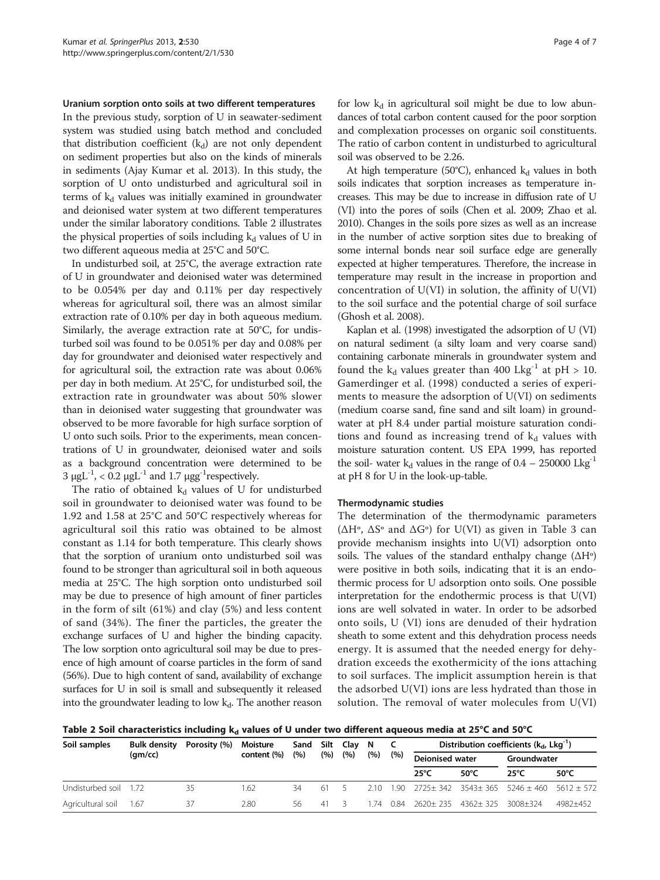#### Uranium sorption onto soils at two different temperatures

In the previous study, sorption of U in seawater-sediment system was studied using batch method and concluded that distribution coefficient ($k_d$) are not only dependent on sediment properties but also on the kinds of minerals in sediments (Ajay Kumar et al. 2013). In this study, the sorption of U onto undisturbed and agricultural soil in terms of $k_d$ values was initially examined in groundwater and deionised water system at two different temperatures under the similar laboratory conditions. Table 2 illustrates the physical properties of soils including $k_d$ values of U in two different aqueous media at 25°C and 50°C.

In undisturbed soil, at 25°C, the average extraction rate of U in groundwater and deionised water was determined to be 0.054% per day and 0.11% per day respectively whereas for agricultural soil, there was an almost similar extraction rate of 0.10% per day in both aqueous medium. Similarly, the average extraction rate at 50°C, for undisturbed soil was found to be 0.051% per day and 0.08% per day for groundwater and deionised water respectively and for agricultural soil, the extraction rate was about 0.06% per day in both medium. At 25°C, for undisturbed soil, the extraction rate in groundwater was about 50% slower than in deionised water suggesting that groundwater was observed to be more favorable for high surface sorption of U onto such soils. Prior to the experiments, mean concentrations of U in groundwater, deionised water and soils as a background concentration were determined to be 3 $\mu gL^{-1}$, < 0.2 $\mu gL^{-1}$ and 1.7 $\mu gg^{-1}$respectively.

The ratio of obtained $k_d$ values of U for undisturbed soil in groundwater to deionised water was found to be 1.92 and 1.58 at 25°C and 50°C respectively whereas for agricultural soil this ratio was obtained to be almost constant as 1.14 for both temperature. This clearly shows that the sorption of uranium onto undisturbed soil was found to be stronger than agricultural soil in both aqueous media at 25°C. The high sorption onto undisturbed soil may be due to presence of high amount of finer particles in the form of silt (61%) and clay (5%) and less content of sand (34%). The finer the particles, the greater the exchange surfaces of U and higher the binding capacity. The low sorption onto agricultural soil may be due to presence of high amount of coarse particles in the form of sand (56%). Due to high content of sand, availability of exchange surfaces for U in soil is small and subsequently it released into the groundwater leading to low $k_d$. The another reason for low $k_d$ in agricultural soil might be due to low abundances of total carbon content caused for the poor sorption and complexation processes on organic soil constituents. The ratio of carbon content in undisturbed to agricultural soil was observed to be 2.26.

At high temperature (50°C), enhanced $k_d$ values in both soils indicates that sorption increases as temperature increases. This may be due to increase in diffusion rate of U (VI) into the pores of soils (Chen et al. 2009; Zhao et al. 2010). Changes in the soils pore sizes as well as an increase in the number of active sorption sites due to breaking of some internal bonds near soil surface edge are generally expected at higher temperatures. Therefore, the increase in temperature may result in the increase in proportion and concentration of U(VI) in solution, the affinity of U(VI) to the soil surface and the potential charge of soil surface (Ghosh et al. 2008).

Kaplan et al. (1998) investigated the adsorption of U (VI) on natural sediment (a silty loam and very coarse sand) containing carbonate minerals in groundwater system and found the $k_d$ values greater than 400 $Lkg^{-1}$ at pH > 10. Gamerdinger et al. (1998) conducted a series of experiments to measure the adsorption of U(VI) on sediments (medium coarse sand, fine sand and silt loam) in groundwater at pH 8.4 under partial moisture saturation conditions and found as increasing trend of $k_d$ values with moisture saturation content. US EPA 1999, has reported the soil- water $k_d$ values in the range of 0.4 – 250000 $Lkg^{-1}$ at pH 8 for U in the look-up-table.

#### Thermodynamic studies

The determination of the thermodynamic parameters ($\Delta H^o$, $\Delta S^o$ and $\Delta G^o$) for U(VI) as given in Table 3 can provide mechanism insights into U(VI) adsorption onto soils. The values of the standard enthalpy change ($\Delta H^o$) were positive in both soils, indicating that it is an endothermic process for U adsorption onto soils. One possible interpretation for the endothermic process is that U(VI) ions are well solvated in water. In order to be adsorbed onto soils, U (VI) ions are denuded of their hydration sheath to some extent and this dehydration process needs energy. It is assumed that the needed energy for dehydration exceeds the exothermicity of the ions attaching to soil surfaces. The implicit assumption herein is that the adsorbed U(VI) ions are less hydrated than those in solution. The removal of water molecules from U(VI)

**Table 2 Soil characteristics including $k_d$ values of U under two different aqueous media at 25°C and 50°C**

| Soil samples | Bulk density (gm/cc) | Porosity (%) | Moisture content (%) | Sand (%) | Silt (%) | Clay (%) | N (%) | C (%) | Distribution coefficients ($k_d$, $Lkg^{-1}$) | | | |
|---|---|---|---|---|---|---|---|---|---|---|---|---|
| | | | | | | | | | Deionised water | | Groundwater | |
| | | | | | | | | | 25°C | 50°C | 25°C | 50°C |
| Undisturbed soil | 1.72 | 35 | 1.62 | 34 | 61 | 5 | 2.10 | 1.90 | 2725± 342 | 3543± 365 | 5246 ± 460 | 5612 ± 572 |
| Agricultural soil | 1.67 | 37 | 2.80 | 56 | 41 | 3 | 1.74 | 0.84 | 2620± 235 | 4362± 325 | 3008±324 | 4982±452 |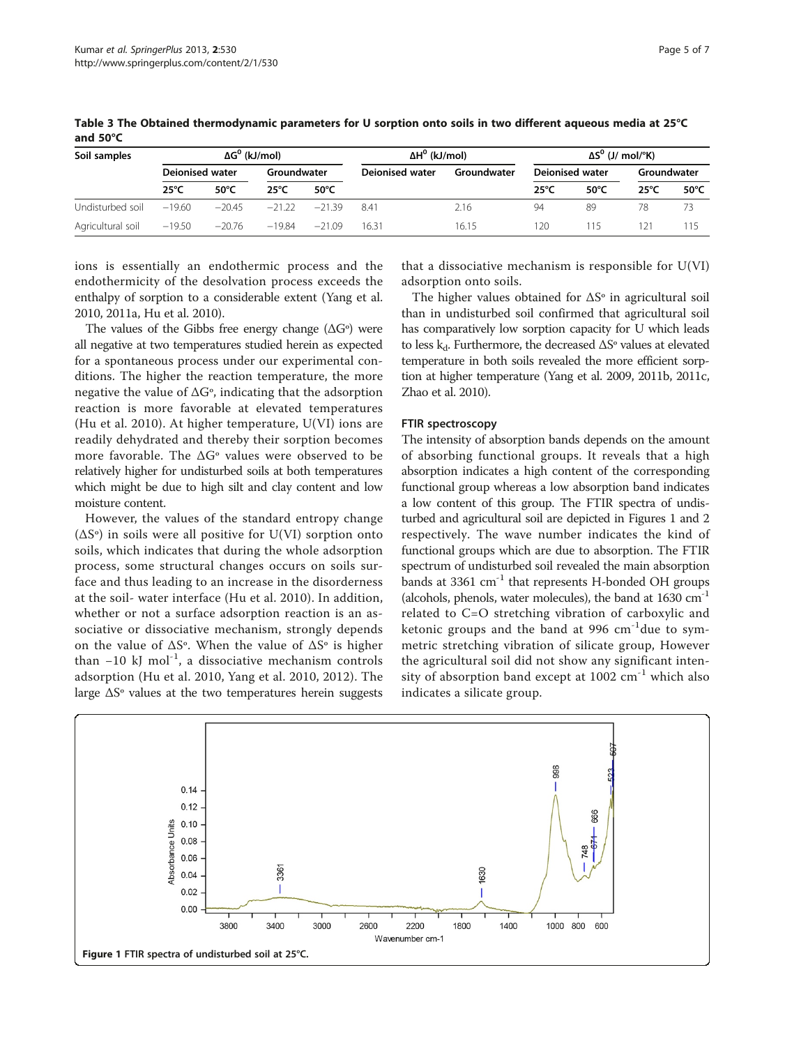**Table 3 The Obtained thermodynamic parameters for U sorption onto soils in two different aqueous media at 25°C and 50°C**

| Soil samples | $\Delta G^0$ (kJ/mol) | | | | $\Delta H^0$ (kJ/mol) | | $\Delta S^0$ (J/ mol/°K) | | | |
|---|---|---|---|---|---|---|---|---|---|---|
| | Deionised water | | Groundwater | | Deionised water | Groundwater | Deionised water | | Groundwater | |
| | 25°C | 50°C | 25°C | 50°C | | | 25°C | 50°C | 25°C | 50°C |
| Undisturbed soil | −19.60 | −20.45 | −21.22 | −21.39 | 8.41 | 2.16 | 94 | 89 | 78 | 73 |
| Agricultural soil | −19.50 | −20.76 | −19.84 | −21.09 | 16.31 | 16.15 | 120 | 115 | 121 | 115 |

ions is essentially an endothermic process and the endothermicity of the desolvation process exceeds the enthalpy of sorption to a considerable extent (Yang et al. 2010, 2011a, Hu et al. 2010).

The values of the Gibbs free energy change ($\Delta G^o$) were all negative at two temperatures studied herein as expected for a spontaneous process under our experimental conditions. The higher the reaction temperature, the more negative the value of $\Delta G^o$, indicating that the adsorption reaction is more favorable at elevated temperatures (Hu et al. 2010). At higher temperature, U(VI) ions are readily dehydrated and thereby their sorption becomes more favorable. The $\Delta G^o$ values were observed to be relatively higher for undisturbed soils at both temperatures which might be due to high silt and clay content and low moisture content.

However, the values of the standard entropy change ($\Delta S^o$) in soils were all positive for U(VI) sorption onto soils, which indicates that during the whole adsorption process, some structural changes occurs on soils surface and thus leading to an increase in the disorderness at the soil- water interface (Hu et al. 2010). In addition, whether or not a surface adsorption reaction is an associative or dissociative mechanism, strongly depends on the value of $\Delta S^o$. When the value of $\Delta S^o$ is higher than −10 kJ $mol^{-1}$, a dissociative mechanism controls adsorption (Hu et al. 2010, Yang et al. 2010, 2012). The large $\Delta S^o$ values at the two temperatures herein suggests that a dissociative mechanism is responsible for U(VI) adsorption onto soils.

The higher values obtained for $\Delta S^o$ in agricultural soil than in undisturbed soil confirmed that agricultural soil has comparatively low sorption capacity for U which leads to less $k_d$. Furthermore, the decreased $\Delta S^o$ values at elevated temperature in both soils revealed the more efficient sorption at higher temperature (Yang et al. 2009, 2011b, 2011c, Zhao et al. 2010).

### FTIR spectroscopy

The intensity of absorption bands depends on the amount of absorbing functional groups. It reveals that a high absorption indicates a high content of the corresponding functional group whereas a low absorption band indicates a low content of this group. The FTIR spectra of undisturbed and agricultural soil are depicted in Figures 1 and 2 respectively. The wave number indicates the kind of functional groups which are due to absorption. The FTIR spectrum of undisturbed soil revealed the main absorption bands at 3361 $cm^{-1}$ that represents H-bonded OH groups (alcohols, phenols, water molecules), the band at 1630 $cm^{-1}$ related to C=O stretching vibration of carboxylic and ketonic groups and the band at 996 $cm^{-1}$due to symmetric stretching vibration of silicate group, However the agricultural soil did not show any significant intensity of absorption band except at 1002 $cm^{-1}$ which also indicates a silicate group.

**Figure 1** FTIR spectra of undisturbed soil at 25°C.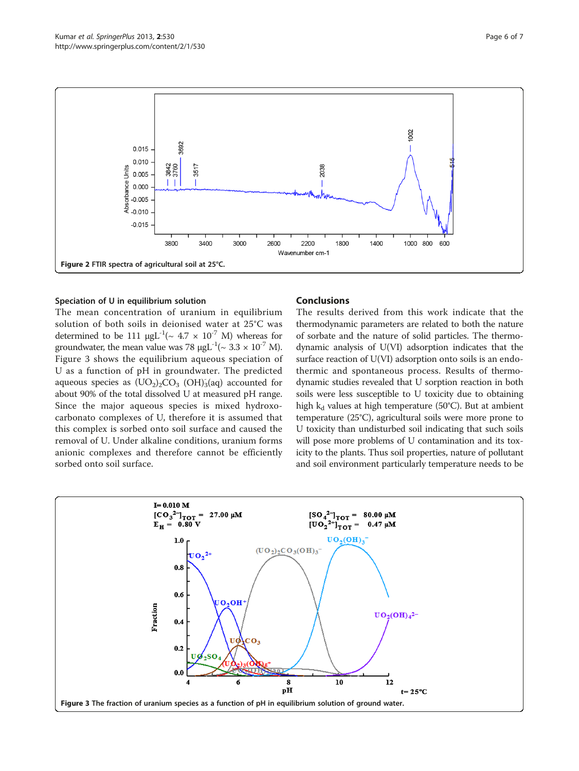Figure 2 FTIR spectra of agricultural soil at 25°C.

### Speciation of U in equilibrium solution

The mean concentration of uranium in equilibrium solution of both soils in deionised water at 25°C was determined to be 111 $\mu gL^{-1}$(~ $4.7 \times 10^{-7}$ M) whereas for groundwater, the mean value was 78 $\mu gL^{-1}$(~ $3.3 \times 10^{-7}$ M). Figure 3 shows the equilibrium aqueous speciation of U as a function of pH in groundwater. The predicted aqueous species as $(UO_2)_2CO_3\ (OH)_3^-(aq)$ accounted for about 90% of the total dissolved U at measured pH range. Since the major aqueous species is mixed hydroxo-carbonato complexes of U, therefore it is assumed that this complex is sorbed onto soil surface and caused the removal of U. Under alkaline conditions, uranium forms anionic complexes and therefore cannot be efficiently sorbed onto soil surface.

## Conclusions

The results derived from this work indicate that the thermodynamic parameters are related to both the nature of sorbate and the nature of solid particles. The thermodynamic analysis of U(VI) adsorption indicates that the surface reaction of U(VI) adsorption onto soils is an endothermic and spontaneous process. Results of thermodynamic studies revealed that U sorption reaction in both soils were less susceptible to U toxicity due to obtaining high $k_d$ values at high temperature (50°C). But at ambient temperature (25°C), agricultural soils were more prone to U toxicity than undisturbed soil indicating that such soils will pose more problems of U contamination and its toxicity to the plants. Thus soil properties, nature of pollutant and soil environment particularly temperature needs to be

Figure 3 The fraction of uranium species as a function of pH in equilibrium solution of ground water.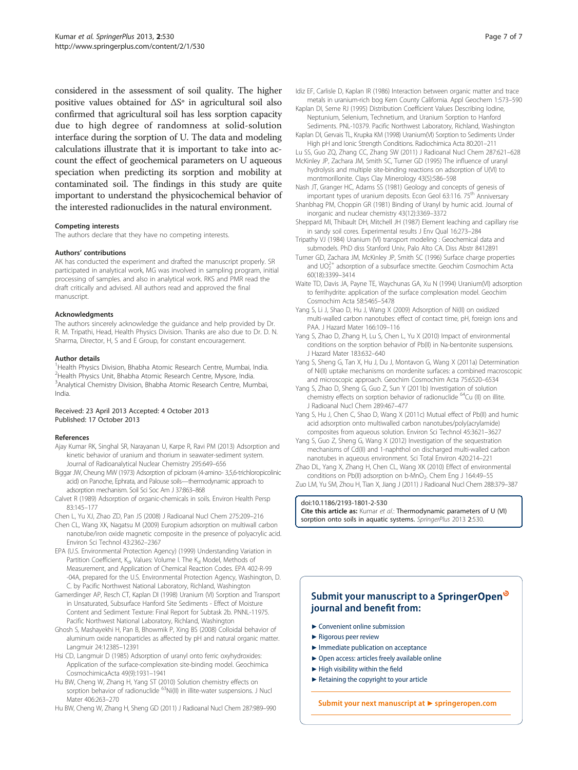considered in the assessment of soil quality. The higher positive values obtained for $\Delta S^o$ in agricultural soil also confirmed that agricultural soil has less sorption capacity due to high degree of randomness at solid-solution interface during the sorption of U. The data and modeling calculations illustrate that it is important to take into account the effect of geochemical parameters on U aqueous speciation when predicting its sorption and mobility at contaminated soil. The findings in this study are quite important to understand the physicochemical behavior of the interested radionuclides in the natural environment.

#### Competing interests

The authors declare that they have no competing interests.

#### Authors' contributions

AK has conducted the experiment and drafted the manuscript properly. SR participated in analytical work, MG was involved in sampling program, initial processing of samples. and also in analytical work. RKS and PMR read the draft critically and advised. All authors read and approved the final manuscript.

#### Acknowledgments

The authors sincerely acknowledge the guidance and help provided by Dr. R. M. Tripathi, Head, Health Physics Division. Thanks are also due to Dr. D. N. Sharma, Director, H, S and E Group, for constant encouragement.

#### Author details

[1]Health Physics Division, Bhabha Atomic Research Centre, Mumbai, India. [2]Health Physics Unit, Bhabha Atomic Research Centre, Mysore, India. [3]Analytical Chemistry Division, Bhabha Atomic Research Centre, Mumbai, India.

Received: 23 April 2013 Accepted: 4 October 2013
Published: 17 October 2013

#### References

Ajay Kumar RK, Singhal SR, Narayanan U, Karpe R, Ravi PM (2013) Adsorption and kinetic behavior of uranium and thorium in seawater-sediment system. Journal of Radioanalytical Nuclear Chemistry 295:649–656

Biggar JW, Cheung MW (1973) Adsorption of picloram (4-amino- 3,5,6-trichloropicolinic acid) on Panoche, Ephrata, and Palouse soils—thermodynamic approach to adsorption mechanism. Soil Sci Soc Am J 37:863–868

Calvet R (1989) Adsorption of organic-chemicals in soils. Environ Health Persp 83:145–177

Chen L, Yu XJ, Zhao ZD, Pan JS (2008) J Radioanal Nucl Chem 275:209–216

Chen CL, Wang XK, Nagatsu M (2009) Europium adsorption on multiwall carbon nanotube/iron oxide magnetic composite in the presence of polyacrylic acid. Environ Sci Technol 43:2362–2367

EPA (U.S. Environmental Protection Agency) (1999) Understanding Variation in Partition Coefficient, $K_d$, Values: Volume I. The $K_d$ Model, Methods of Measurement, and Application of Chemical Reaction Codes. EPA 402-R-99-04A, prepared for the U.S. Environmental Protection Agency, Washington, D. C. by Pacific Northwest National Laboratory, Richland, Washington

Gamerdinger AP, Resch CT, Kaplan DI (1998) Uranium (VI) Sorption and Transport in Unsaturated, Subsurface Hanford Site Sediments - Effect of Moisture Content and Sediment Texture: Final Report for Subtask 2b. PNNL-11975. Pacific Northwest National Laboratory, Richland, Washington

Ghosh S, Mashayekhi H, Pan B, Bhowmik P, Xing BS (2008) Colloidal behavior of aluminum oxide nanoparticles as affected by pH and natural organic matter. Langmuir 24:12385–12391

Hsi CD, Langmuir D (1985) Adsorption of uranyl onto ferric oxyhydroxides: Application of the surface-complexation site-binding model. Geochimica CosmochimicaActa 49(9):1931–1941

Hu BW, Cheng W, Zhang H, Yang ST (2010) Solution chemistry effects on sorption behavior of radionuclide $^{63}$Ni(II) in illite-water suspensions. J Nucl Mater 406:263–270

Hu BW, Cheng W, Zhang H, Sheng GD (2011) J Radioanal Nucl Chem 287:989–990

Idiz EF, Carlisle D, Kaplan IR (1986) Interaction between organic matter and trace metals in uranium-rich bog Kern County California. Appl Geochem 1:573–590

Kaplan DI, Serne RJ (1995) Distribution Coefficient Values Describing Iodine, Neptunium, Selenium, Technetium, and Uranium Sorption to Hanford Sediments. PNL-10379. Pacific Northwest Laboratory, Richland, Washington

Kaplan DI, Gervais TL, Krupka KM (1998) Uranium(VI) Sorption to Sediments Under High pH and Ionic Strength Conditions. Radiochimica Acta 80:201–211

Lu SS, Guo ZQ, Zhang CC, Zhang SW (2011) J Radioanal Nucl Chem 287:621–628

McKinley JP, Zachara JM, Smith SC, Turner GD (1995) The influence of uranyl hydrolysis and multiple site-binding reactions on adsorption of U(VI) to montmorillonite. Clays Clay Minerology 43(5):586–598

Nash JT, Granger HC, Adams SS (1981) Geology and concepts of genesis of important types of uranium deposits. Econ Geol 63:116. 75th Anniversary

Shanbhag PM, Choppin GR (1981) Binding of Uranyl by humic acid. Journal of inorganic and nuclear chemistry 43(12):3369–3372

Sheppard MI, Thibault DH, Mitchell JH (1987) Element leaching and capillary rise in sandy soil cores. Experimental results J Env Qual 16:273–284

Tripathy VJ (1984) Uranium (VI) transport modeling : Geochemical data and submodels. PhD diss Stanford Univ, Palo Alto CA. Diss Abstr 8412891

Turner GD, Zachara JM, McKinley JP, Smith SC (1996) Surface charge properties and $UO_2^{2+}$ adsorption of a subsurface smectite. Geochim Cosmochim Acta 60(18):3399–3414

Waite TD, Davis JA, Payne TE, Waychunas GA, Xu N (1994) Uranium(VI) adsorption to ferrihydrite: application of the surface complexation model. Geochim Cosmochim Acta 58:5465–5478

Yang S, Li J, Shao D, Hu J, Wang X (2009) Adsorption of Ni(II) on oxidized multi-walled carbon nanotubes: effect of contact time, pH, foreign ions and PAA. J Hazard Mater 166:109–116

Yang S, Zhao D, Zhang H, Lu S, Chen L, Yu X (2010) Impact of environmental conditions on the sorption behavior of Pb(II) in Na-bentonite suspensions. J Hazard Mater 183:632–640

Yang S, Sheng G, Tan X, Hu J, Du J, Montavon G, Wang X (2011a) Determination of Ni(II) uptake mechanisms on mordenite surfaces: a combined macroscopic and microscopic approach. Geochim Cosmochim Acta 75:6520–6534

Yang S, Zhao D, Sheng G, Guo Z, Sun Y (2011b) Investigation of solution chemistry effects on sorption behavior of radionuclide $^{64}$Cu (II) on illite. J Radioanal Nucl Chem 289:467–477

Yang S, Hu J, Chen C, Shao D, Wang X (2011c) Mutual effect of Pb(II) and humic acid adsorption onto multiwalled carbon nanotubes/poly(acrylamide) composites from aqueous solution. Environ Sci Technol 45:3621–3627

Yang S, Guo Z, Sheng G, Wang X (2012) Investigation of the sequestration mechanisms of Cd(II) and 1-naphthol on discharged multi-walled carbon nanotubes in aqueous environment. Sci Total Environ 420:214–221

Zhao DL, Yang X, Zhang H, Chen CL, Wang XK (2010) Effect of environmental conditions on Pb(II) adsorption on b-$MnO_2$. Chem Eng J 164:49–55

Zuo LM, Yu SM, Zhou H, Tian X, Jiang J (2011) J Radioanal Nucl Chem 288:379–387

doi:10.1186/2193-1801-2-530
**Cite this article as:** Kumar *et al.*: Thermodynamic parameters of U (VI) sorption onto soils in aquatic systems. *SpringerPlus* 2013 **2**:530.